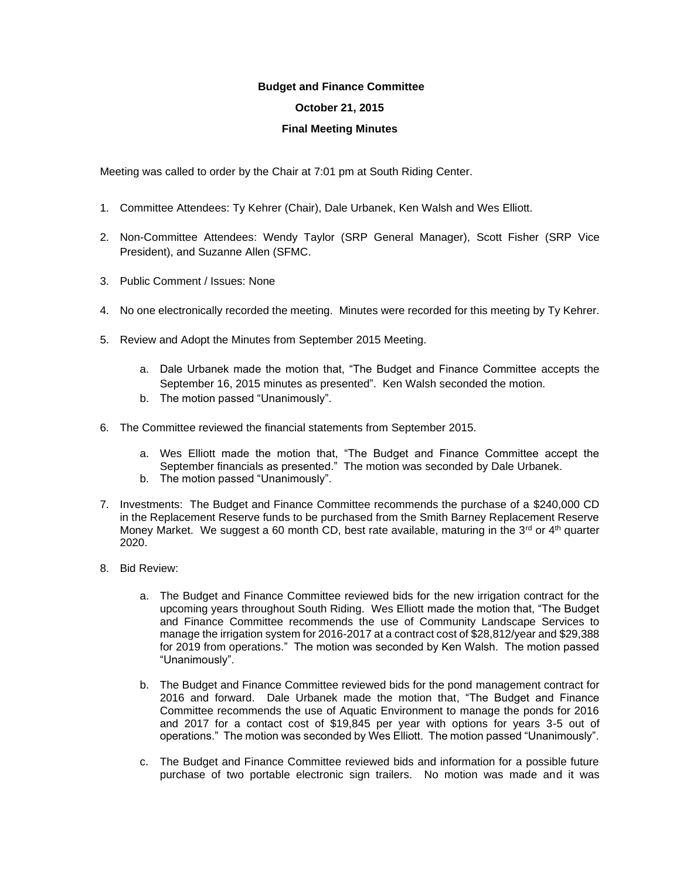**Budget and Finance Committee**

**October 21, 2015**

**Final Meeting Minutes**

Meeting was called to order by the Chair at 7:01 pm at South Riding Center.

1. Committee Attendees: Ty Kehrer (Chair), Dale Urbanek, Ken Walsh and Wes Elliott.

2. Non-Committee Attendees: Wendy Taylor (SRP General Manager), Scott Fisher (SRP Vice President), and Suzanne Allen (SFMC.

3. Public Comment / Issues: None

4. No one electronically recorded the meeting. Minutes were recorded for this meeting by Ty Kehrer.

5. Review and Adopt the Minutes from September 2015 Meeting.

   a. Dale Urbanek made the motion that, "The Budget and Finance Committee accepts the September 16, 2015 minutes as presented". Ken Walsh seconded the motion.
   b. The motion passed "Unanimously".

6. The Committee reviewed the financial statements from September 2015.

   a. Wes Elliott made the motion that, "The Budget and Finance Committee accept the September financials as presented." The motion was seconded by Dale Urbanek.
   b. The motion passed "Unanimously".

7. Investments: The Budget and Finance Committee recommends the purchase of a $240,000 CD in the Replacement Reserve funds to be purchased from the Smith Barney Replacement Reserve Money Market. We suggest a 60 month CD, best rate available, maturing in the 3rd or 4th quarter 2020.

8. Bid Review:

   a. The Budget and Finance Committee reviewed bids for the new irrigation contract for the upcoming years throughout South Riding. Wes Elliott made the motion that, "The Budget and Finance Committee recommends the use of Community Landscape Services to manage the irrigation system for 2016-2017 at a contract cost of $28,812/year and $29,388 for 2019 from operations." The motion was seconded by Ken Walsh. The motion passed "Unanimously".

   b. The Budget and Finance Committee reviewed bids for the pond management contract for 2016 and forward. Dale Urbanek made the motion that, "The Budget and Finance Committee recommends the use of Aquatic Environment to manage the ponds for 2016 and 2017 for a contact cost of $19,845 per year with options for years 3-5 out of operations." The motion was seconded by Wes Elliott. The motion passed "Unanimously".

   c. The Budget and Finance Committee reviewed bids and information for a possible future purchase of two portable electronic sign trailers. No motion was made and it was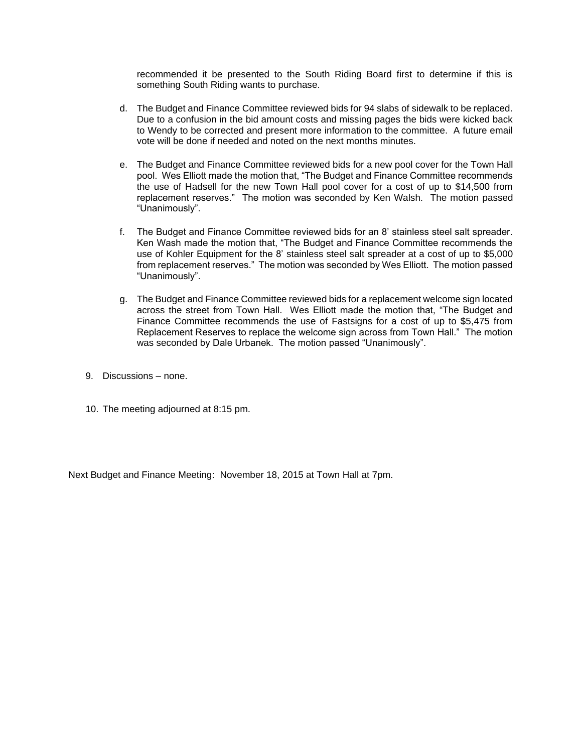recommended it be presented to the South Riding Board first to determine if this is something South Riding wants to purchase.

d. The Budget and Finance Committee reviewed bids for 94 slabs of sidewalk to be replaced. Due to a confusion in the bid amount costs and missing pages the bids were kicked back to Wendy to be corrected and present more information to the committee. A future email vote will be done if needed and noted on the next months minutes.

e. The Budget and Finance Committee reviewed bids for a new pool cover for the Town Hall pool. Wes Elliott made the motion that, "The Budget and Finance Committee recommends the use of Hadsell for the new Town Hall pool cover for a cost of up to $14,500 from replacement reserves." The motion was seconded by Ken Walsh. The motion passed "Unanimously".

f. The Budget and Finance Committee reviewed bids for an 8' stainless steel salt spreader. Ken Wash made the motion that, "The Budget and Finance Committee recommends the use of Kohler Equipment for the 8' stainless steel salt spreader at a cost of up to $5,000 from replacement reserves." The motion was seconded by Wes Elliott. The motion passed "Unanimously".

g. The Budget and Finance Committee reviewed bids for a replacement welcome sign located across the street from Town Hall. Wes Elliott made the motion that, "The Budget and Finance Committee recommends the use of Fastsigns for a cost of up to $5,475 from Replacement Reserves to replace the welcome sign across from Town Hall." The motion was seconded by Dale Urbanek. The motion passed "Unanimously".

9. Discussions – none.

10. The meeting adjourned at 8:15 pm.

Next Budget and Finance Meeting: November 18, 2015 at Town Hall at 7pm.